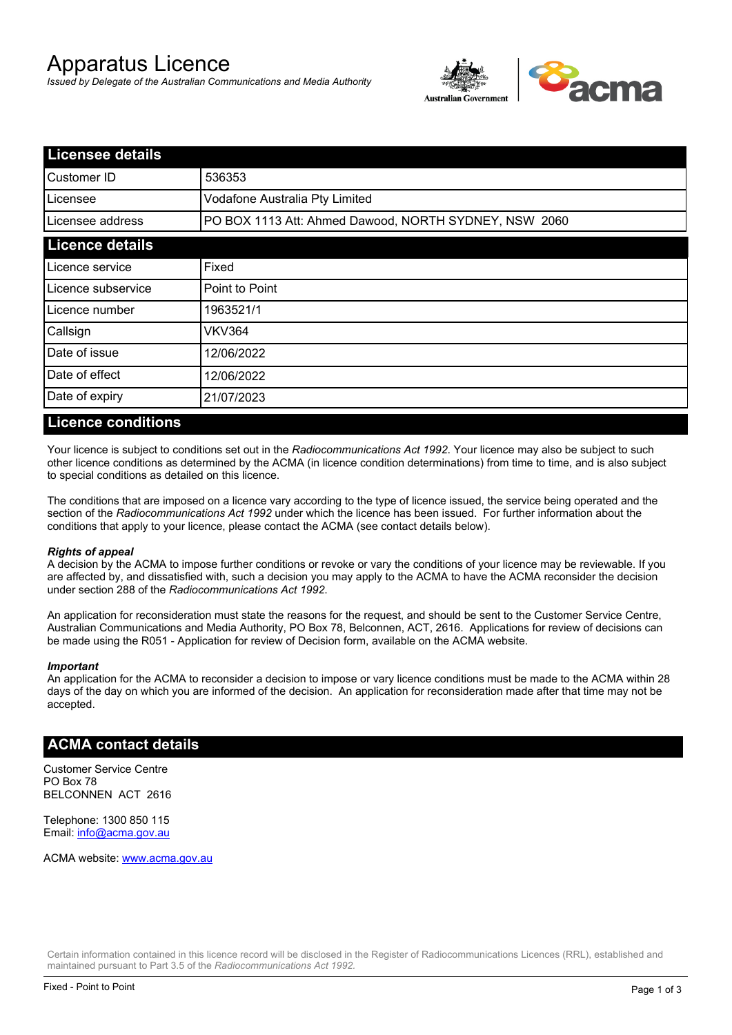# Apparatus Licence

*Issued by Delegate of the Australian Communications and Media Authority*

## Licensee details

| | |
|---|---|
| Customer ID | 536353 |
| Licensee | Vodafone Australia Pty Limited |
| Licensee address | PO BOX 1113 Att: Ahmed Dawood, NORTH SYDNEY, NSW 2060 |

## Licence details

| | |
|---|---|
| Licence service | Fixed |
| Licence subservice | Point to Point |
| Licence number | 1963521/1 |
| Callsign | VKV364 |
| Date of issue | 12/06/2022 |
| Date of effect | 12/06/2022 |
| Date of expiry | 21/07/2023 |

## Licence conditions

Your licence is subject to conditions set out in the *Radiocommunications Act 1992*. Your licence may also be subject to such other licence conditions as determined by the ACMA (in licence condition determinations) from time to time, and is also subject to special conditions as detailed on this licence.

The conditions that are imposed on a licence vary according to the type of licence issued, the service being operated and the section of the *Radiocommunications Act 1992* under which the licence has been issued. For further information about the conditions that apply to your licence, please contact the ACMA (see contact details below).

***Rights of appeal***

A decision by the ACMA to impose further conditions or revoke or vary the conditions of your licence may be reviewable. If you are affected by, and dissatisfied with, such a decision you may apply to the ACMA to have the ACMA reconsider the decision under section 288 of the *Radiocommunications Act 1992*.

An application for reconsideration must state the reasons for the request, and should be sent to the Customer Service Centre, Australian Communications and Media Authority, PO Box 78, Belconnen, ACT, 2616. Applications for review of decisions can be made using the R051 - Application for review of Decision form, available on the ACMA website.

***Important***

An application for the ACMA to reconsider a decision to impose or vary licence conditions must be made to the ACMA within 28 days of the day on which you are informed of the decision. An application for reconsideration made after that time may not be accepted.

## ACMA contact details

Customer Service Centre
PO Box 78
BELCONNEN ACT 2616

Telephone: 1300 850 115
Email: info@acma.gov.au

ACMA website: www.acma.gov.au

Certain information contained in this licence record will be disclosed in the Register of Radiocommunications Licences (RRL), established and maintained pursuant to Part 3.5 of the *Radiocommunications Act 1992.*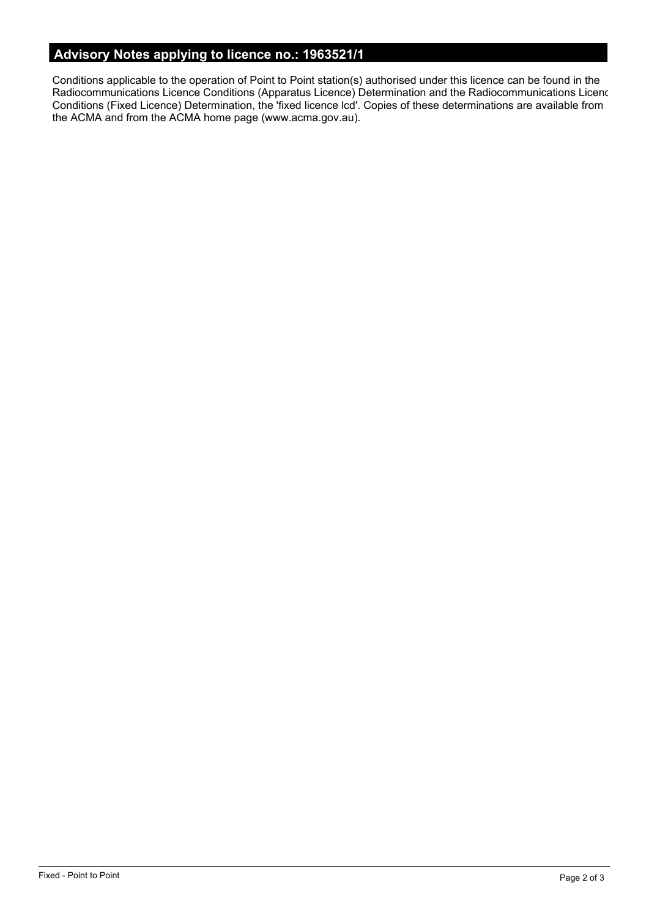## Advisory Notes applying to licence no.: 1963521/1

Conditions applicable to the operation of Point to Point station(s) authorised under this licence can be found in the Radiocommunications Licence Conditions (Apparatus Licence) Determination and the Radiocommunications Licenc Conditions (Fixed Licence) Determination, the 'fixed licence lcd'. Copies of these determinations are available from the ACMA and from the ACMA home page (www.acma.gov.au).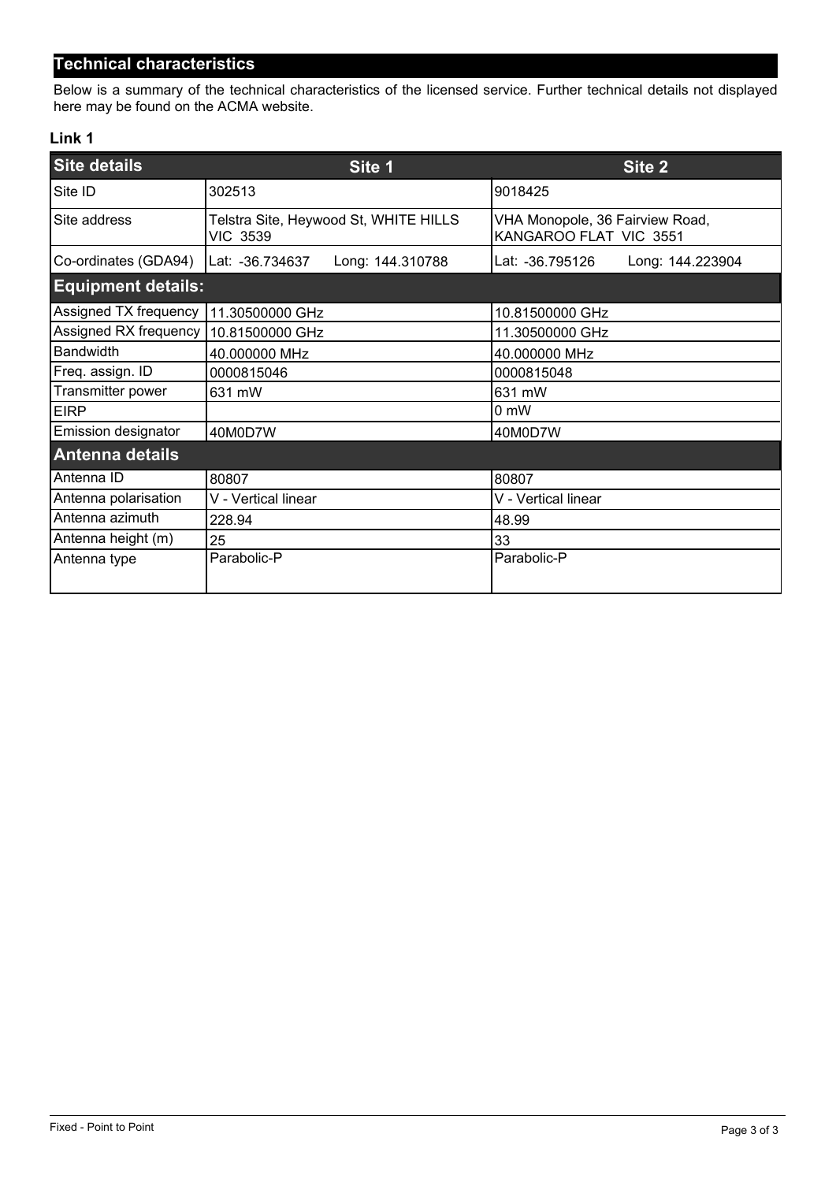## Technical characteristics

Below is a summary of the technical characteristics of the licensed service. Further technical details not displayed here may be found on the ACMA website.

### Link 1

| Site details | Site 1 | Site 2 |
|---|---|---|
| Site ID | 302513 | 9018425 |
| Site address | Telstra Site, Heywood St, WHITE HILLS VIC 3539 | VHA Monopole, 36 Fairview Road, KANGAROO FLAT VIC 3551 |
| Co-ordinates (GDA94) | Lat: -36.734637 Long: 144.310788 | Lat: -36.795126 Long: 144.223904 |
| **Equipment details:** | | |
| Assigned TX frequency | 11.30500000 GHz | 10.81500000 GHz |
| Assigned RX frequency | 10.81500000 GHz | 11.30500000 GHz |
| Bandwidth | 40.000000 MHz | 40.000000 MHz |
| Freq. assign. ID | 0000815046 | 0000815048 |
| Transmitter power | 631 mW | 631 mW |
| EIRP | | 0 mW |
| Emission designator | 40M0D7W | 40M0D7W |
| **Antenna details** | | |
| Antenna ID | 80807 | 80807 |
| Antenna polarisation | V - Vertical linear | V - Vertical linear |
| Antenna azimuth | 228.94 | 48.99 |
| Antenna height (m) | 25 | 33 |
| Antenna type | Parabolic-P | Parabolic-P |

Fixed - Point to Point